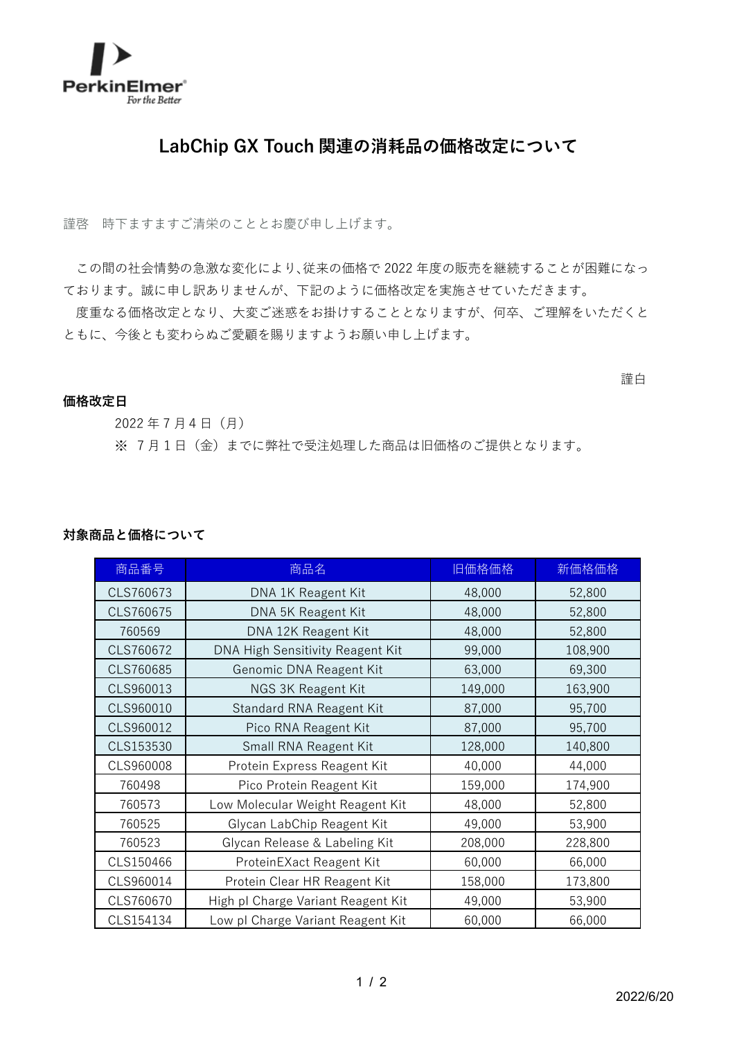PerkinElmer
For the Better

# LabChip GX Touch 関連の消耗品の価格改定について

謹啓　時下ますますご清栄のこととお慶び申し上げます。

この間の社会情勢の急激な変化により、従来の価格で 2022 年度の販売を継続することが困難になっております。誠に申し訳ありませんが、下記のように価格改定を実施させていただきます。

度重なる価格改定となり、大変ご迷惑をお掛けすることとなりますが、何卒、ご理解をいただくとともに、今後とも変わらぬご愛顧を賜りますようお願い申し上げます。

謹白

**価格改定日**

2022 年 7 月 4 日（月）

※ 7 月 1 日（金）までに弊社で受注処理した商品は旧価格のご提供となります。

**対象商品と価格について**

| 商品番号 | 商品名 | 旧価格価格 | 新価格価格 |
|---|---|---|---|
| CLS760673 | DNA 1K Reagent Kit | 48,000 | 52,800 |
| CLS760675 | DNA 5K Reagent Kit | 48,000 | 52,800 |
| 760569 | DNA 12K Reagent Kit | 48,000 | 52,800 |
| CLS760672 | DNA High Sensitivity Reagent Kit | 99,000 | 108,900 |
| CLS760685 | Genomic DNA Reagent Kit | 63,000 | 69,300 |
| CLS960013 | NGS 3K Reagent Kit | 149,000 | 163,900 |
| CLS960010 | Standard RNA Reagent Kit | 87,000 | 95,700 |
| CLS960012 | Pico RNA Reagent Kit | 87,000 | 95,700 |
| CLS153530 | Small RNA Reagent Kit | 128,000 | 140,800 |
| CLS960008 | Protein Express Reagent Kit | 40,000 | 44,000 |
| 760498 | Pico Protein Reagent Kit | 159,000 | 174,900 |
| 760573 | Low Molecular Weight Reagent Kit | 48,000 | 52,800 |
| 760525 | Glycan LabChip Reagent Kit | 49,000 | 53,900 |
| 760523 | Glycan Release & Labeling Kit | 208,000 | 228,800 |
| CLS150466 | ProteinEXact Reagent Kit | 60,000 | 66,000 |
| CLS960014 | Protein Clear HR Reagent Kit | 158,000 | 173,800 |
| CLS760670 | High pI Charge Variant Reagent Kit | 49,000 | 53,900 |
| CLS154134 | Low pI Charge Variant Reagent Kit | 60,000 | 66,000 |

2022/6/20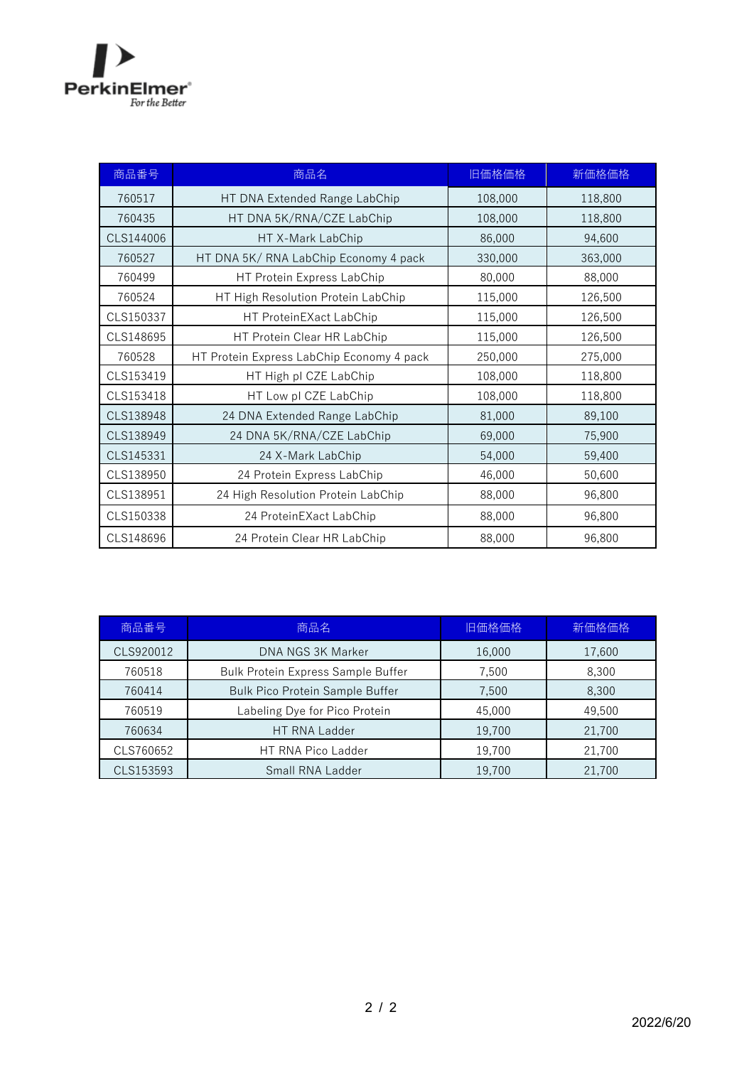| 商品番号 | 商品名 | 旧価格価格 | 新価格価格 |
| --- | --- | --- | --- |
| 760517 | HT DNA Extended Range LabChip | 108,000 | 118,800 |
| 760435 | HT DNA 5K/RNA/CZE LabChip | 108,000 | 118,800 |
| CLS144006 | HT X-Mark LabChip | 86,000 | 94,600 |
| 760527 | HT DNA 5K/ RNA LabChip Economy 4 pack | 330,000 | 363,000 |
| 760499 | HT Protein Express LabChip | 80,000 | 88,000 |
| 760524 | HT High Resolution Protein LabChip | 115,000 | 126,500 |
| CLS150337 | HT ProteinEXact LabChip | 115,000 | 126,500 |
| CLS148695 | HT Protein Clear HR LabChip | 115,000 | 126,500 |
| 760528 | HT Protein Express LabChip Economy 4 pack | 250,000 | 275,000 |
| CLS153419 | HT High pI CZE LabChip | 108,000 | 118,800 |
| CLS153418 | HT Low pI CZE LabChip | 108,000 | 118,800 |
| CLS138948 | 24 DNA Extended Range LabChip | 81,000 | 89,100 |
| CLS138949 | 24 DNA 5K/RNA/CZE LabChip | 69,000 | 75,900 |
| CLS145331 | 24 X-Mark LabChip | 54,000 | 59,400 |
| CLS138950 | 24 Protein Express LabChip | 46,000 | 50,600 |
| CLS138951 | 24 High Resolution Protein LabChip | 88,000 | 96,800 |
| CLS150338 | 24 ProteinEXact LabChip | 88,000 | 96,800 |
| CLS148696 | 24 Protein Clear HR LabChip | 88,000 | 96,800 |

| 商品番号 | 商品名 | 旧価格価格 | 新価格価格 |
| --- | --- | --- | --- |
| CLS920012 | DNA NGS 3K Marker | 16,000 | 17,600 |
| 760518 | Bulk Protein Express Sample Buffer | 7,500 | 8,300 |
| 760414 | Bulk Pico Protein Sample Buffer | 7,500 | 8,300 |
| 760519 | Labeling Dye for Pico Protein | 45,000 | 49,500 |
| 760634 | HT RNA Ladder | 19,700 | 21,700 |
| CLS760652 | HT RNA Pico Ladder | 19,700 | 21,700 |
| CLS153593 | Small RNA Ladder | 19,700 | 21,700 |

2022/6/20